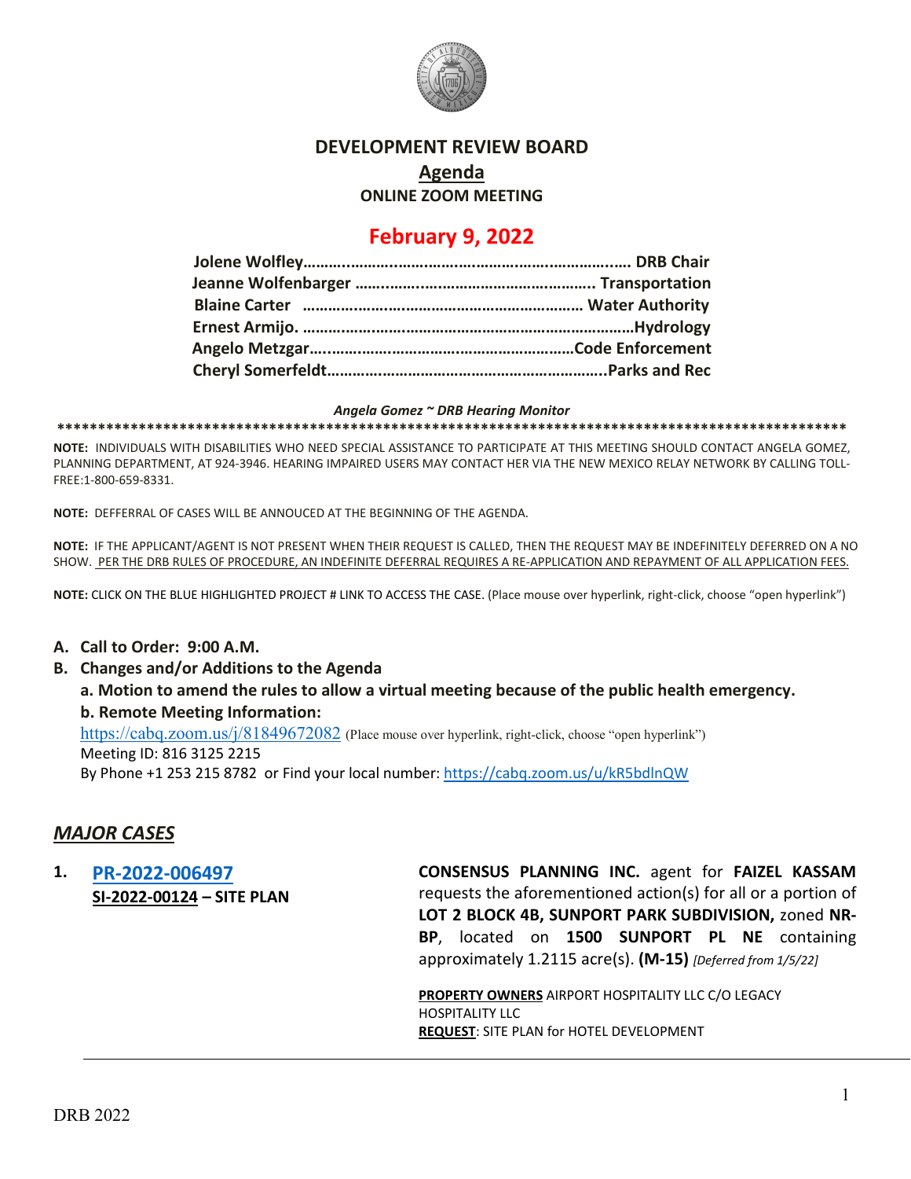# DEVELOPMENT REVIEW BOARD

## Agenda

**ONLINE ZOOM MEETING**

## February 9, 2022

**Jolene Wolfley……………………………………………………………. DRB Chair**
**Jeanne Wolfenbarger ……………………………………………….. Transportation**
**Blaine Carter …………………………………………………………… Water Authority**
**Ernest Armijo. ……………………………………………………………………Hydrology**
**Angelo Metzgar………………………………………………………Code Enforcement**
**Cheryl Somerfeldt…………………………………………………………..Parks and Rec**

***Angela Gomez ~ DRB Hearing Monitor***

****************************************************************************************************

**NOTE:** INDIVIDUALS WITH DISABILITIES WHO NEED SPECIAL ASSISTANCE TO PARTICIPATE AT THIS MEETING SHOULD CONTACT ANGELA GOMEZ, PLANNING DEPARTMENT, AT 924-3946. HEARING IMPAIRED USERS MAY CONTACT HER VIA THE NEW MEXICO RELAY NETWORK BY CALLING TOLL-FREE:1-800-659-8331.

**NOTE:** DEFFERRAL OF CASES WILL BE ANNOUCED AT THE BEGINNING OF THE AGENDA.

**NOTE:** IF THE APPLICANT/AGENT IS NOT PRESENT WHEN THEIR REQUEST IS CALLED, THEN THE REQUEST MAY BE INDEFINITELY DEFERRED ON A NO SHOW. PER THE DRB RULES OF PROCEDURE, AN INDEFINITE DEFERRAL REQUIRES A RE-APPLICATION AND REPAYMENT OF ALL APPLICATION FEES.

**NOTE:** CLICK ON THE BLUE HIGHLIGHTED PROJECT # LINK TO ACCESS THE CASE. (Place mouse over hyperlink, right-click, choose "open hyperlink")

**A. Call to Order: 9:00 A.M.**

**B. Changes and/or Additions to the Agenda**

**a. Motion to amend the rules to allow a virtual meeting because of the public health emergency.**

**b. Remote Meeting Information:**

https://cabq.zoom.us/j/81849672082 (Place mouse over hyperlink, right-click, choose "open hyperlink")
Meeting ID: 816 3125 2215
By Phone +1 253 215 8782 or Find your local number: https://cabq.zoom.us/u/kR5bdlnQW

## *MAJOR CASES*

**1. PR-2022-006497**
**SI-2022-00124 – SITE PLAN**

**CONSENSUS PLANNING INC.** agent for **FAIZEL KASSAM** requests the aforementioned action(s) for all or a portion of **LOT 2 BLOCK 4B, SUNPORT PARK SUBDIVISION,** zoned **NR-BP**, located on **1500 SUNPORT PL NE** containing approximately 1.2115 acre(s). **(M-15)** *[Deferred from 1/5/22]*

**PROPERTY OWNERS** AIRPORT HOSPITALITY LLC C/O LEGACY HOSPITALITY LLC
**REQUEST**: SITE PLAN for HOTEL DEVELOPMENT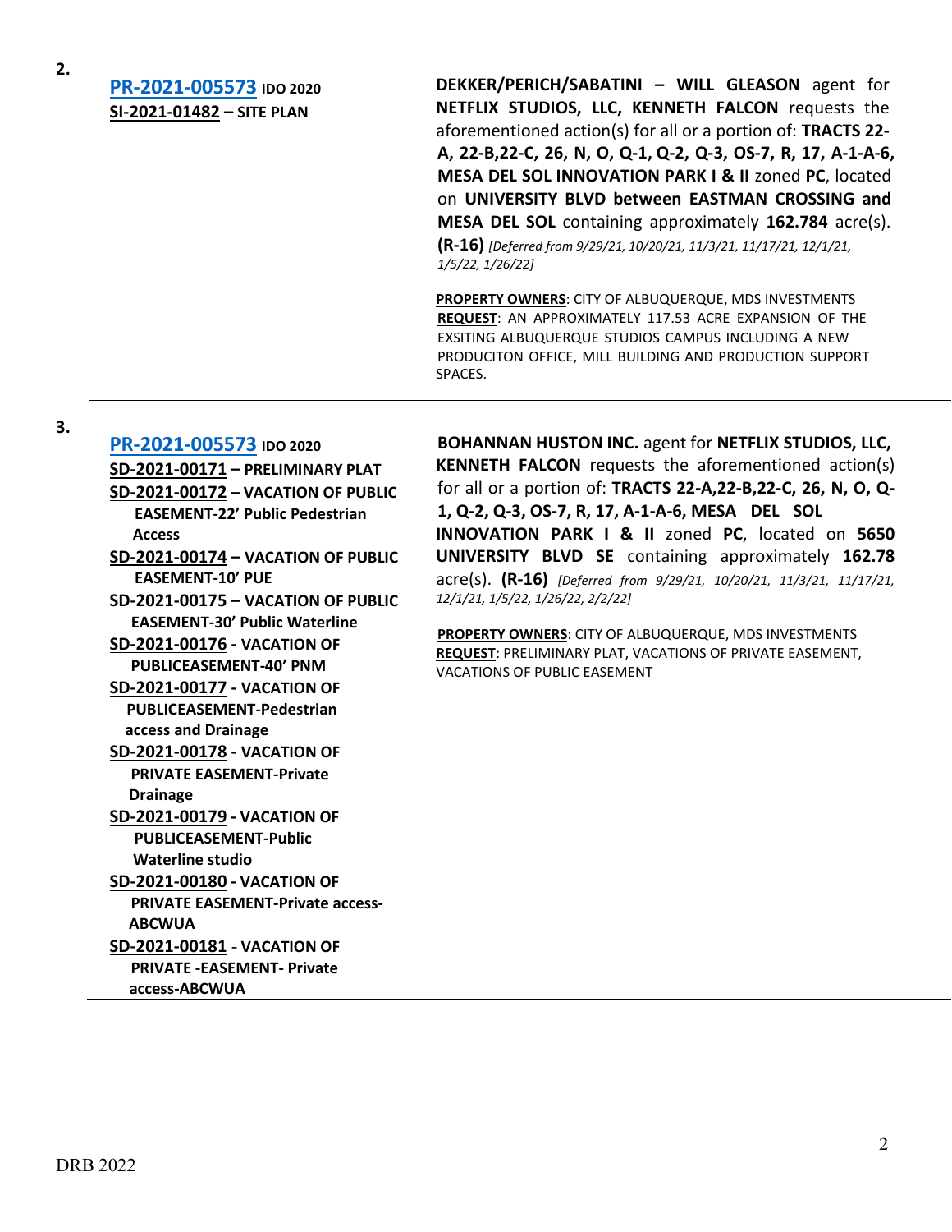**2.**

**[PR-2021-005573](#) IDO 2020**
**SI-2021-01482 – SITE PLAN**

**DEKKER/PERICH/SABATINI – WILL GLEASON** agent for **NETFLIX STUDIOS, LLC, KENNETH FALCON** requests the aforementioned action(s) for all or a portion of: **TRACTS 22-A, 22-B,22-C, 26, N, O, Q-1, Q-2, Q-3, OS-7, R, 17, A-1-A-6, MESA DEL SOL INNOVATION PARK I & II** zoned **PC**, located on **UNIVERSITY BLVD between EASTMAN CROSSING and MESA DEL SOL** containing approximately **162.784** acre(s). **(R-16)** *[Deferred from 9/29/21, 10/20/21, 11/3/21, 11/17/21, 12/1/21, 1/5/22, 1/26/22]*

**PROPERTY OWNERS**: CITY OF ALBUQUERQUE, MDS INVESTMENTS
**REQUEST**: AN APPROXIMATELY 117.53 ACRE EXPANSION OF THE EXSITING ALBUQUERQUE STUDIOS CAMPUS INCLUDING A NEW PRODUCITON OFFICE, MILL BUILDING AND PRODUCTION SUPPORT SPACES.

---

**3.**

**[PR-2021-005573](#) IDO 2020**
**SD-2021-00171 – PRELIMINARY PLAT**
**SD-2021-00172 – VACATION OF PUBLIC EASEMENT-22' Public Pedestrian Access**
**SD-2021-00174 – VACATION OF PUBLIC EASEMENT-10' PUE**
**SD-2021-00175 – VACATION OF PUBLIC EASEMENT-30' Public Waterline**
**SD-2021-00176 - VACATION OF PUBLICEASEMENT-40' PNM**
**SD-2021-00177 - VACATION OF PUBLICEASEMENT-Pedestrian access and Drainage**
**SD-2021-00178 - VACATION OF PRIVATE EASEMENT-Private Drainage**
**SD-2021-00179 - VACATION OF PUBLICEASEMENT-Public Waterline studio**
**SD-2021-00180 - VACATION OF PRIVATE EASEMENT-Private access-ABCWUA**
**SD-2021-00181 - VACATION OF PRIVATE -EASEMENT- Private access-ABCWUA**

**BOHANNAN HUSTON INC.** agent for **NETFLIX STUDIOS, LLC, KENNETH FALCON** requests the aforementioned action(s) for all or a portion of: **TRACTS 22-A,22-B,22-C, 26, N, O, Q-1, Q-2, Q-3, OS-7, R, 17, A-1-A-6, MESA DEL SOL INNOVATION PARK I & II** zoned **PC**, located on **5650 UNIVERSITY BLVD SE** containing approximately **162.78** acre(s). **(R-16)** *[Deferred from 9/29/21, 10/20/21, 11/3/21, 11/17/21, 12/1/21, 1/5/22, 1/26/22, 2/2/22]*

**PROPERTY OWNERS**: CITY OF ALBUQUERQUE, MDS INVESTMENTS
**REQUEST**: PRELIMINARY PLAT, VACATIONS OF PRIVATE EASEMENT, VACATIONS OF PUBLIC EASEMENT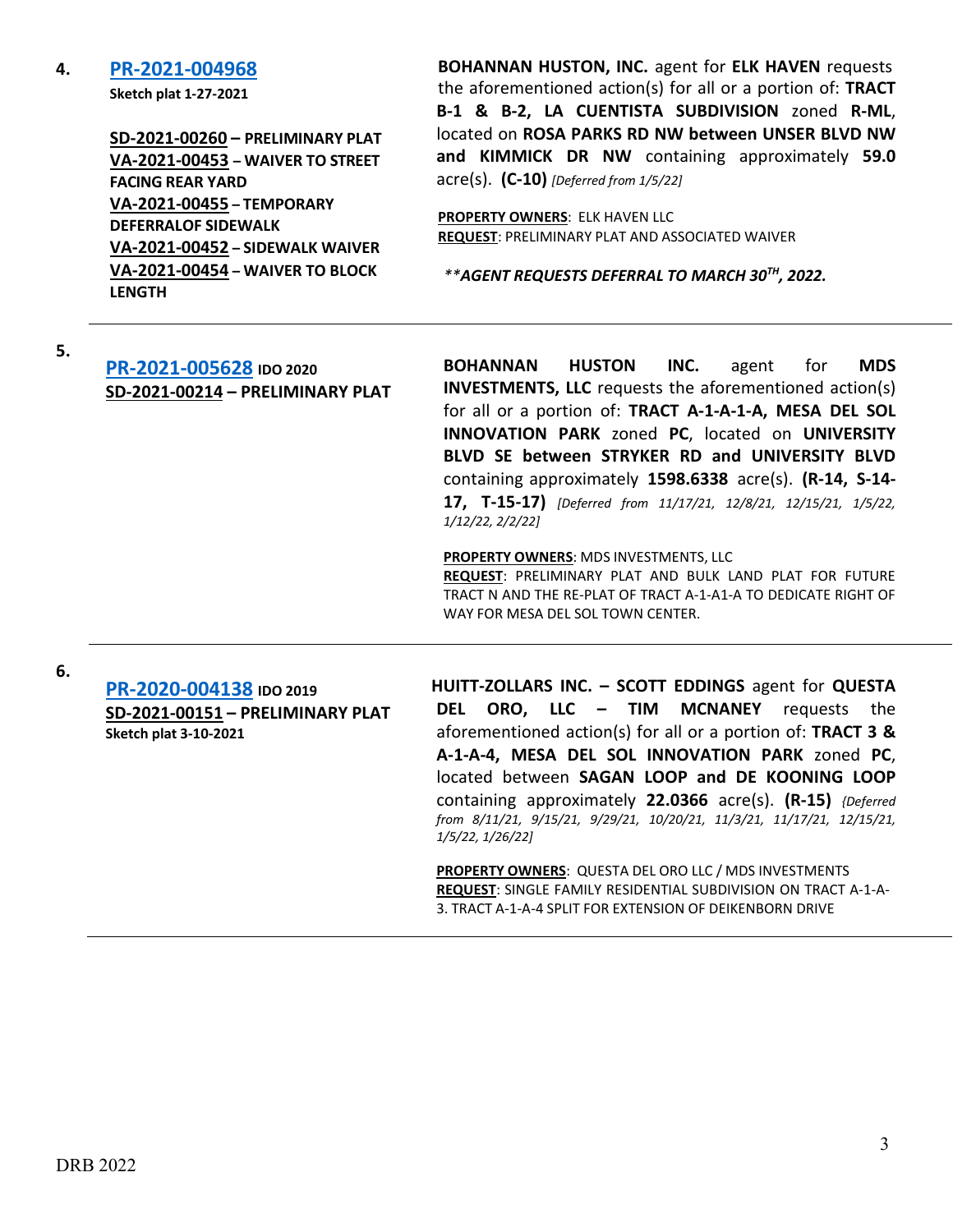**4.** **PR-2021-004968**
**Sketch plat 1-27-2021**

**SD-2021-00260 – PRELIMINARY PLAT**
**VA-2021-00453 – WAIVER TO STREET FACING REAR YARD**
**VA-2021-00455 – TEMPORARY DEFERRALOF SIDEWALK**
**VA-2021-00452 – SIDEWALK WAIVER**
**VA-2021-00454 – WAIVER TO BLOCK LENGTH**

**BOHANNAN HUSTON, INC.** agent for **ELK HAVEN** requests the aforementioned action(s) for all or a portion of: **TRACT B-1 & B-2, LA CUENTISTA SUBDIVISION** zoned **R-ML**, located on **ROSA PARKS RD NW between UNSER BLVD NW and KIMMICK DR NW** containing approximately **59.0** acre(s). **(C-10)** *[Deferred from 1/5/22]*

**PROPERTY OWNERS**: ELK HAVEN LLC
**REQUEST**: PRELIMINARY PLAT AND ASSOCIATED WAIVER

***\*\*AGENT REQUESTS DEFERRAL TO MARCH 30TH, 2022.***

---

**5.** **PR-2021-005628** **IDO 2020**
**SD-2021-00214 – PRELIMINARY PLAT**

**BOHANNAN HUSTON INC.** agent for **MDS INVESTMENTS, LLC** requests the aforementioned action(s) for all or a portion of: **TRACT A-1-A-1-A, MESA DEL SOL INNOVATION PARK** zoned **PC**, located on **UNIVERSITY BLVD SE between STRYKER RD and UNIVERSITY BLVD** containing approximately **1598.6338** acre(s). **(R-14, S-14-17, T-15-17)** *[Deferred from 11/17/21, 12/8/21, 12/15/21, 1/5/22, 1/12/22, 2/2/22]*

**PROPERTY OWNERS**: MDS INVESTMENTS, LLC
**REQUEST**: PRELIMINARY PLAT AND BULK LAND PLAT FOR FUTURE TRACT N AND THE RE-PLAT OF TRACT A-1-A1-A TO DEDICATE RIGHT OF WAY FOR MESA DEL SOL TOWN CENTER.

---

**6.** **PR-2020-004138** **IDO 2019**
**SD-2021-00151 – PRELIMINARY PLAT**
**Sketch plat 3-10-2021**

**HUITT-ZOLLARS INC. – SCOTT EDDINGS** agent for **QUESTA DEL ORO, LLC – TIM MCNANEY** requests the aforementioned action(s) for all or a portion of: **TRACT 3 & A-1-A-4, MESA DEL SOL INNOVATION PARK** zoned **PC**, located between **SAGAN LOOP and DE KOONING LOOP** containing approximately **22.0366** acre(s). **(R-15)** *{Deferred from 8/11/21, 9/15/21, 9/29/21, 10/20/21, 11/3/21, 11/17/21, 12/15/21, 1/5/22, 1/26/22]*

**PROPERTY OWNERS**: QUESTA DEL ORO LLC / MDS INVESTMENTS
**REQUEST**: SINGLE FAMILY RESIDENTIAL SUBDIVISION ON TRACT A-1-A-3. TRACT A-1-A-4 SPLIT FOR EXTENSION OF DEIKENBORN DRIVE

---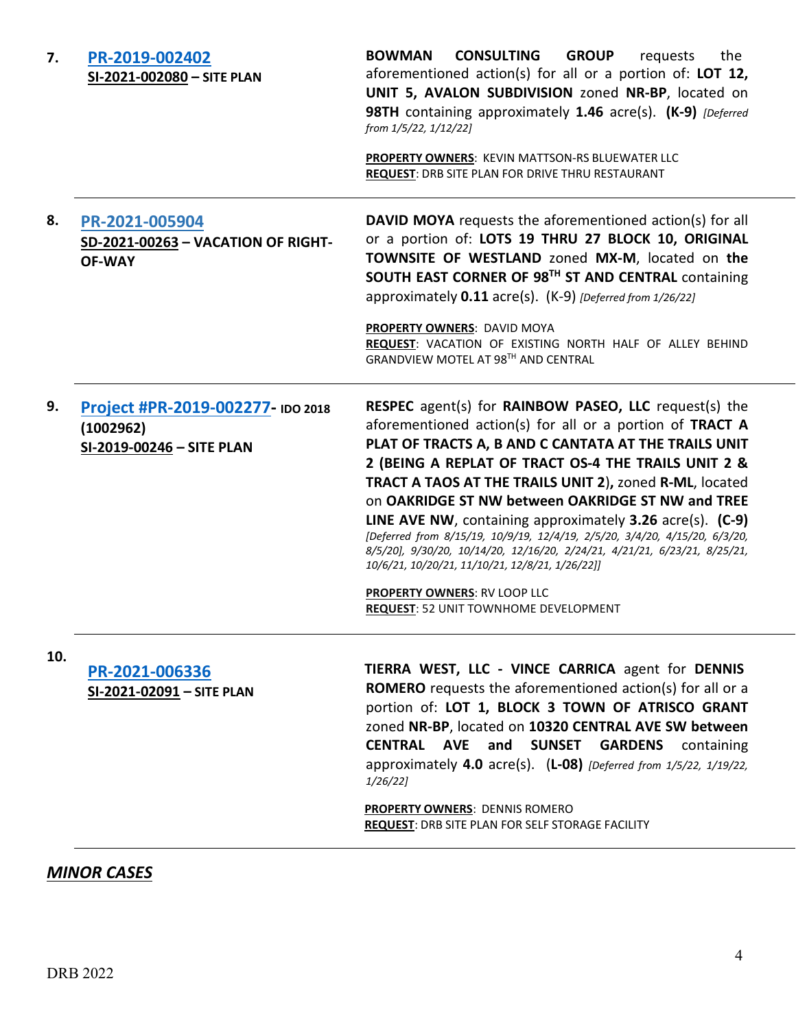7. **PR-2019-002402**
**SI-2021-002080 – SITE PLAN**

**BOWMAN CONSULTING GROUP** requests the aforementioned action(s) for all or a portion of: **LOT 12, UNIT 5, AVALON SUBDIVISION** zoned **NR-BP**, located on **98TH** containing approximately **1.46** acre(s). **(K-9)** *[Deferred from 1/5/22, 1/12/22]*

**PROPERTY OWNERS**: KEVIN MATTSON-RS BLUEWATER LLC
**REQUEST**: DRB SITE PLAN FOR DRIVE THRU RESTAURANT

---

8. **PR-2021-005904**
**SD-2021-00263 – VACATION OF RIGHT-OF-WAY**

**DAVID MOYA** requests the aforementioned action(s) for all or a portion of: **LOTS 19 THRU 27 BLOCK 10, ORIGINAL TOWNSITE OF WESTLAND** zoned **MX-M**, located on **the SOUTH EAST CORNER OF 98TH ST AND CENTRAL** containing approximately **0.11** acre(s). (K-9) *[Deferred from 1/26/22]*

**PROPERTY OWNERS**: DAVID MOYA
**REQUEST**: VACATION OF EXISTING NORTH HALF OF ALLEY BEHIND GRANDVIEW MOTEL AT 98TH AND CENTRAL

---

9. **Project #PR-2019-002277- IDO 2018 (1002962)**
**SI-2019-00246 – SITE PLAN**

**RESPEC** agent(s) for **RAINBOW PASEO, LLC** request(s) the aforementioned action(s) for all or a portion of **TRACT A PLAT OF TRACTS A, B AND C CANTATA AT THE TRAILS UNIT 2 (BEING A REPLAT OF TRACT OS-4 THE TRAILS UNIT 2 & TRACT A TAOS AT THE TRAILS UNIT 2)**, zoned **R-ML**, located on **OAKRIDGE ST NW between OAKRIDGE ST NW and TREE LINE AVE NW**, containing approximately **3.26** acre(s). **(C-9)** *[Deferred from 8/15/19, 10/9/19, 12/4/19, 2/5/20, 3/4/20, 4/15/20, 6/3/20, 8/5/20], 9/30/20, 10/14/20, 12/16/20, 2/24/21, 4/21/21, 6/23/21, 8/25/21, 10/6/21, 10/20/21, 11/10/21, 12/8/21, 1/26/22]]*

**PROPERTY OWNERS**: RV LOOP LLC
**REQUEST**: 52 UNIT TOWNHOME DEVELOPMENT

---

10. **PR-2021-006336**
**SI-2021-02091 – SITE PLAN**

**TIERRA WEST, LLC - VINCE CARRICA** agent for **DENNIS ROMERO** requests the aforementioned action(s) for all or a portion of: **LOT 1, BLOCK 3 TOWN OF ATRISCO GRANT** zoned **NR-BP**, located on **10320 CENTRAL AVE SW between CENTRAL AVE and SUNSET GARDENS** containing approximately **4.0** acre(s). **(L-08)** *[Deferred from 1/5/22, 1/19/22, 1/26/22]*

**PROPERTY OWNERS**: DENNIS ROMERO
**REQUEST**: DRB SITE PLAN FOR SELF STORAGE FACILITY

---

## ***MINOR CASES***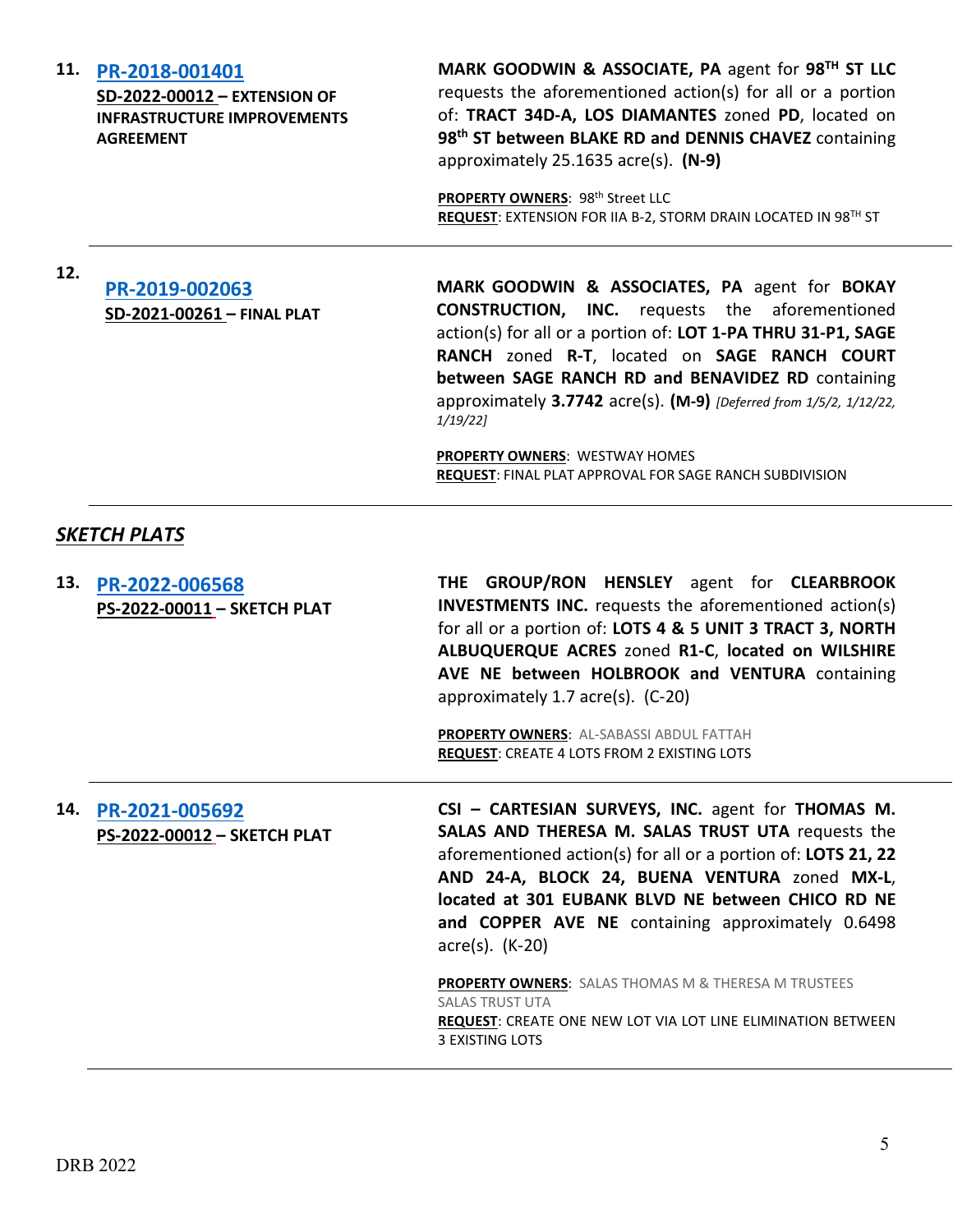11. **PR-2018-001401**
**SD-2022-00012 – EXTENSION OF INFRASTRUCTURE IMPROVEMENTS AGREEMENT**

**MARK GOODWIN & ASSOCIATE, PA** agent for **98TH ST LLC** requests the aforementioned action(s) for all or a portion of: **TRACT 34D-A, LOS DIAMANTES** zoned **PD**, located on **98th ST between BLAKE RD and DENNIS CHAVEZ** containing approximately 25.1635 acre(s). **(N-9)**

**PROPERTY OWNERS**: 98th Street LLC
**REQUEST**: EXTENSION FOR IIA B-2, STORM DRAIN LOCATED IN 98TH ST

---

12. **PR-2019-002063**
**SD-2021-00261 – FINAL PLAT**

**MARK GOODWIN & ASSOCIATES, PA** agent for **BOKAY CONSTRUCTION, INC.** requests the aforementioned action(s) for all or a portion of: **LOT 1-PA THRU 31-P1, SAGE RANCH** zoned **R-T**, located on **SAGE RANCH COURT between SAGE RANCH RD and BENAVIDEZ RD** containing approximately **3.7742** acre(s). **(M-9)** *[Deferred from 1/5/2, 1/12/22, 1/19/22]*

**PROPERTY OWNERS**: WESTWAY HOMES
**REQUEST**: FINAL PLAT APPROVAL FOR SAGE RANCH SUBDIVISION

---

## *SKETCH PLATS*

13. **PR-2022-006568**
**PS-2022-00011 – SKETCH PLAT**

**THE GROUP/RON HENSLEY** agent for **CLEARBROOK INVESTMENTS INC.** requests the aforementioned action(s) for all or a portion of: **LOTS 4 & 5 UNIT 3 TRACT 3, NORTH ALBUQUERQUE ACRES** zoned **R1-C**, **located on WILSHIRE AVE NE between HOLBROOK and VENTURA** containing approximately 1.7 acre(s). (C-20)

**PROPERTY OWNERS**: AL-SABASSI ABDUL FATTAH
**REQUEST**: CREATE 4 LOTS FROM 2 EXISTING LOTS

---

14. **PR-2021-005692**
**PS-2022-00012 – SKETCH PLAT**

**CSI – CARTESIAN SURVEYS, INC.** agent for **THOMAS M. SALAS AND THERESA M. SALAS TRUST UTA** requests the aforementioned action(s) for all or a portion of: **LOTS 21, 22 AND 24-A, BLOCK 24, BUENA VENTURA** zoned **MX-L**, **located at 301 EUBANK BLVD NE between CHICO RD NE and COPPER AVE NE** containing approximately 0.6498 acre(s). (K-20)

**PROPERTY OWNERS**: SALAS THOMAS M & THERESA M TRUSTEES SALAS TRUST UTA
**REQUEST**: CREATE ONE NEW LOT VIA LOT LINE ELIMINATION BETWEEN 3 EXISTING LOTS

---

DRB 2022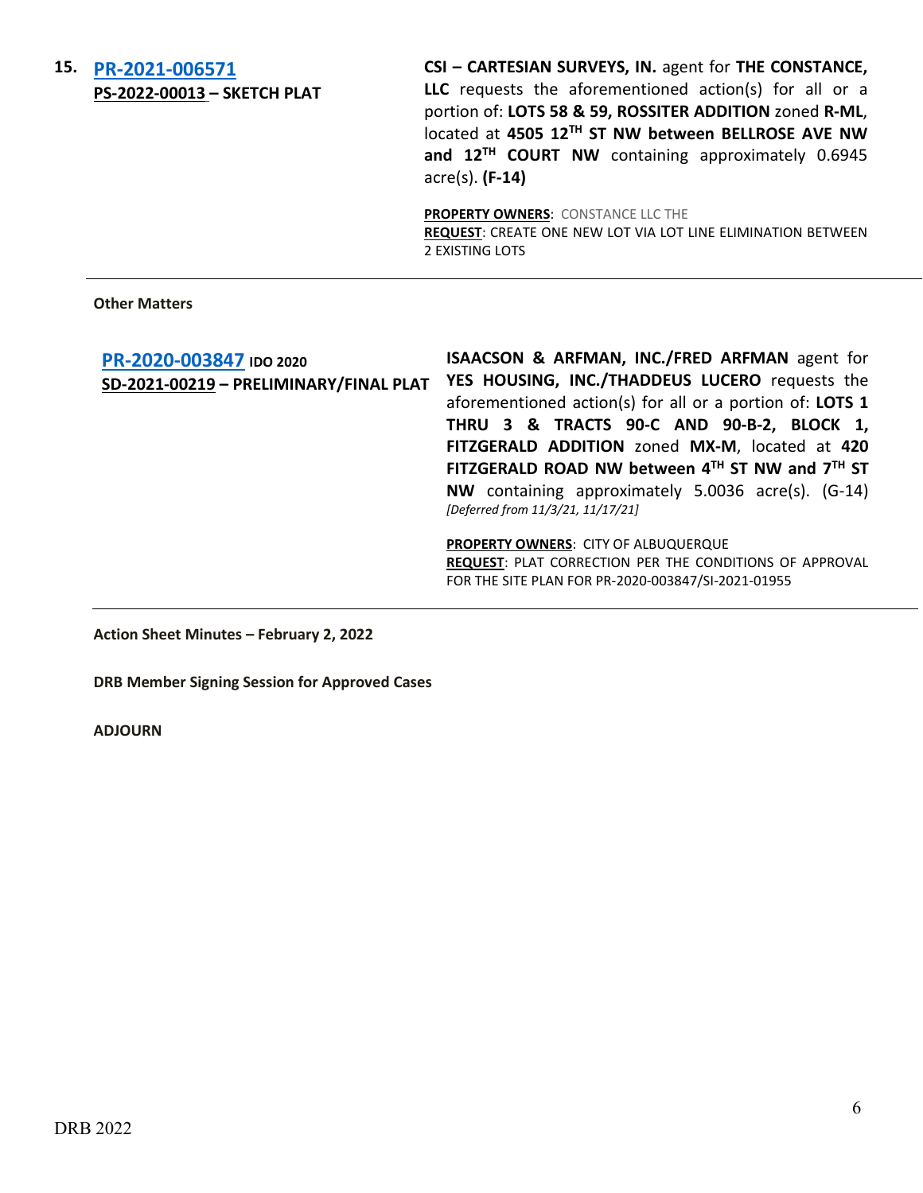15. **PR-2021-006571**
**PS-2022-00013 – SKETCH PLAT**

**CSI – CARTESIAN SURVEYS, IN.** agent for **THE CONSTANCE, LLC** requests the aforementioned action(s) for all or a portion of: **LOTS 58 & 59, ROSSITER ADDITION** zoned **R-ML**, located at **4505 12TH ST NW between BELLROSE AVE NW and 12TH COURT NW** containing approximately 0.6945 acre(s). **(F-14)**

**PROPERTY OWNERS**: CONSTANCE LLC THE
**REQUEST**: CREATE ONE NEW LOT VIA LOT LINE ELIMINATION BETWEEN 2 EXISTING LOTS

---

**Other Matters**

**PR-2020-003847** **IDO 2020**
**SD-2021-00219 – PRELIMINARY/FINAL PLAT**

**ISAACSON & ARFMAN, INC./FRED ARFMAN** agent for **YES HOUSING, INC./THADDEUS LUCERO** requests the aforementioned action(s) for all or a portion of: **LOTS 1 THRU 3 & TRACTS 90-C AND 90-B-2, BLOCK 1, FITZGERALD ADDITION** zoned **MX-M**, located at **420 FITZGERALD ROAD NW between 4TH ST NW and 7TH ST NW** containing approximately 5.0036 acre(s). (G-14)
*[Deferred from 11/3/21, 11/17/21]*

**PROPERTY OWNERS**: CITY OF ALBUQUERQUE
**REQUEST**: PLAT CORRECTION PER THE CONDITIONS OF APPROVAL FOR THE SITE PLAN FOR PR-2020-003847/SI-2021-01955

---

**Action Sheet Minutes – February 2, 2022**

**DRB Member Signing Session for Approved Cases**

**ADJOURN**